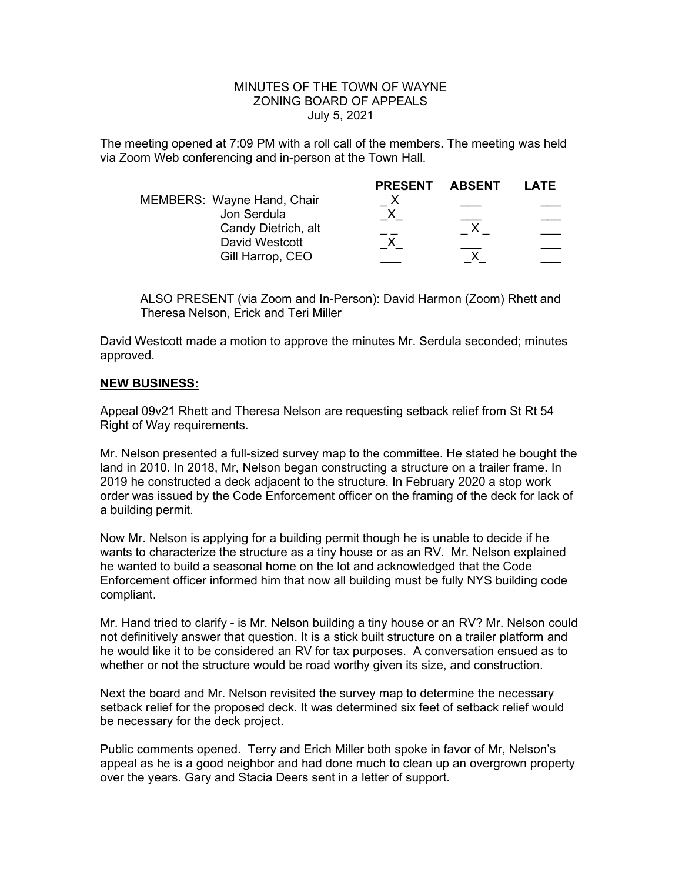MINUTES OF THE TOWN OF WAYNE
ZONING BOARD OF APPEALS
July 5, 2021

The meeting opened at 7:09 PM with a roll call of the members. The meeting was held via Zoom Web conferencing and in-person at the Town Hall.

| | | PRESENT | ABSENT | LATE |
|---|---|---|---|---|
| MEMBERS: | Wayne Hand, Chair | X | | |
| | Jon Serdula | X | | |
| | Candy Dietrich, alt | | X | |
| | David Westcott | X | | |
| | Gill Harrop, CEO | | X | |

ALSO PRESENT (via Zoom and In-Person): David Harmon (Zoom) Rhett and Theresa Nelson, Erick and Teri Miller

David Westcott made a motion to approve the minutes Mr. Serdula seconded; minutes approved.

**NEW BUSINESS:**

Appeal 09v21 Rhett and Theresa Nelson are requesting setback relief from St Rt 54 Right of Way requirements.

Mr. Nelson presented a full-sized survey map to the committee. He stated he bought the land in 2010. In 2018, Mr, Nelson began constructing a structure on a trailer frame. In 2019 he constructed a deck adjacent to the structure. In February 2020 a stop work order was issued by the Code Enforcement officer on the framing of the deck for lack of a building permit.

Now Mr. Nelson is applying for a building permit though he is unable to decide if he wants to characterize the structure as a tiny house or as an RV. Mr. Nelson explained he wanted to build a seasonal home on the lot and acknowledged that the Code Enforcement officer informed him that now all building must be fully NYS building code compliant.

Mr. Hand tried to clarify - is Mr. Nelson building a tiny house or an RV? Mr. Nelson could not definitively answer that question. It is a stick built structure on a trailer platform and he would like it to be considered an RV for tax purposes. A conversation ensued as to whether or not the structure would be road worthy given its size, and construction.

Next the board and Mr. Nelson revisited the survey map to determine the necessary setback relief for the proposed deck. It was determined six feet of setback relief would be necessary for the deck project.

Public comments opened. Terry and Erich Miller both spoke in favor of Mr, Nelson's appeal as he is a good neighbor and had done much to clean up an overgrown property over the years. Gary and Stacia Deers sent in a letter of support.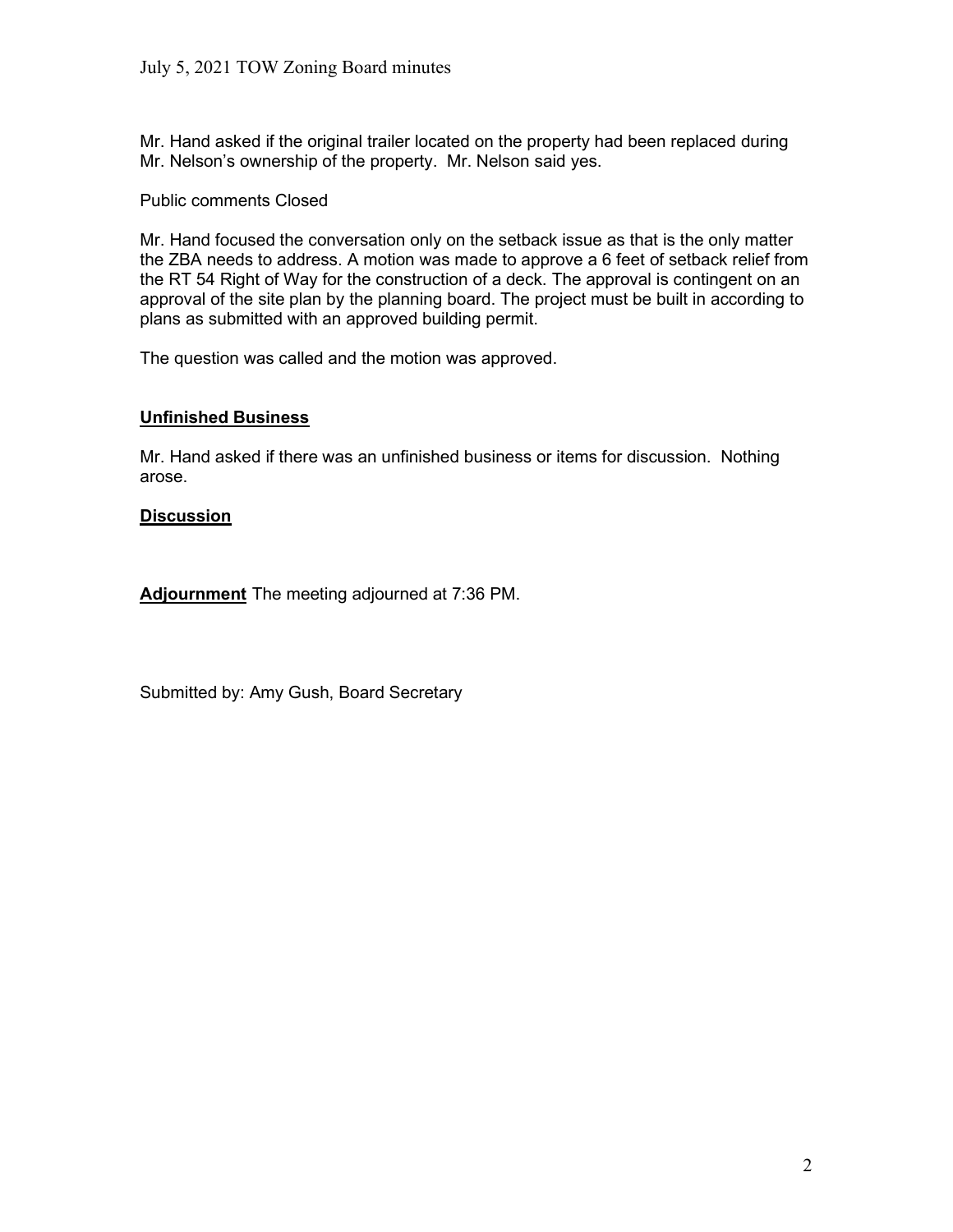Mr. Hand asked if the original trailer located on the property had been replaced during Mr. Nelson's ownership of the property. Mr. Nelson said yes.

Public comments Closed

Mr. Hand focused the conversation only on the setback issue as that is the only matter the ZBA needs to address. A motion was made to approve a 6 feet of setback relief from the RT 54 Right of Way for the construction of a deck. The approval is contingent on an approval of the site plan by the planning board. The project must be built in according to plans as submitted with an approved building permit.

The question was called and the motion was approved.

**Unfinished Business**

Mr. Hand asked if there was an unfinished business or items for discussion. Nothing arose.

**Discussion**

**Adjournment** The meeting adjourned at 7:36 PM.

Submitted by: Amy Gush, Board Secretary